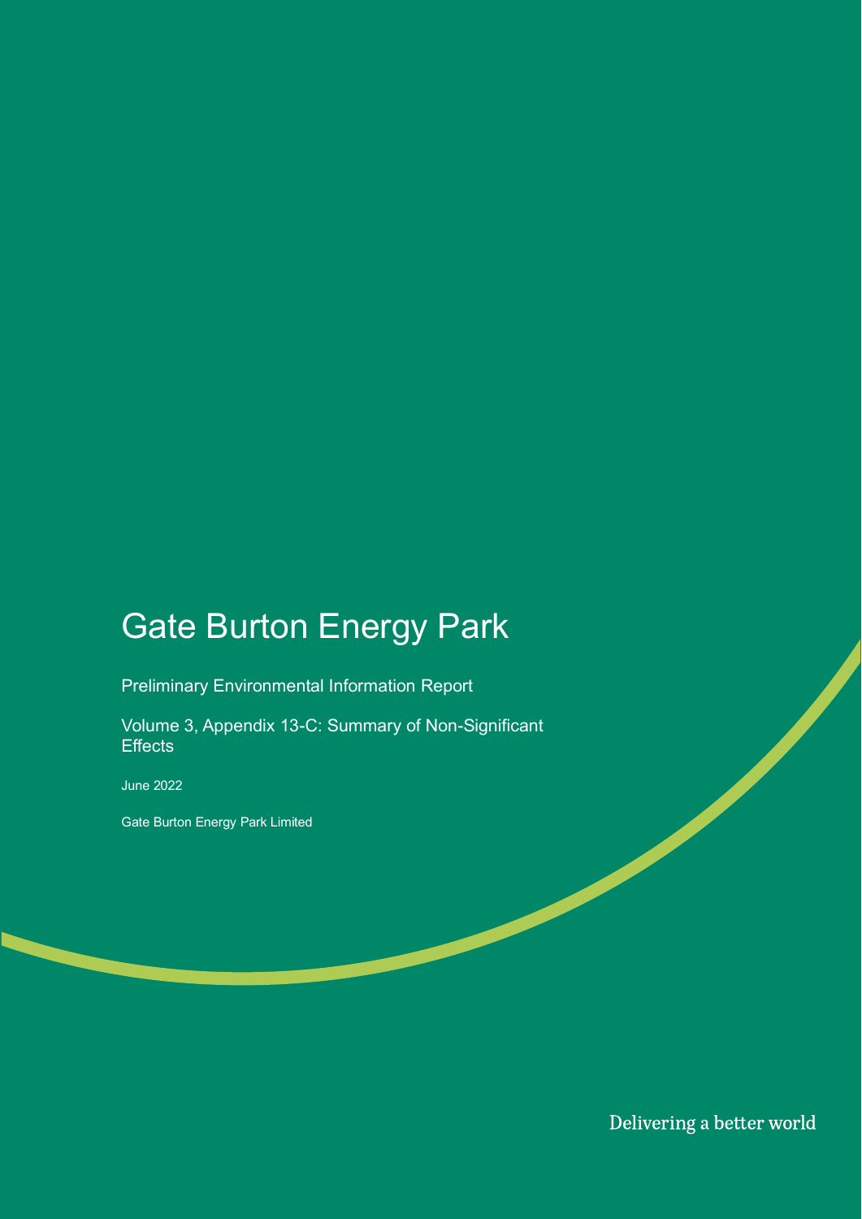# Gate Burton Energy Park

Preliminary Environmental Information Report

Volume 3, Appendix 13-C: Summary of Non-Significant Effects

June 2022

Gate Burton Energy Park Limited

Delivering a better world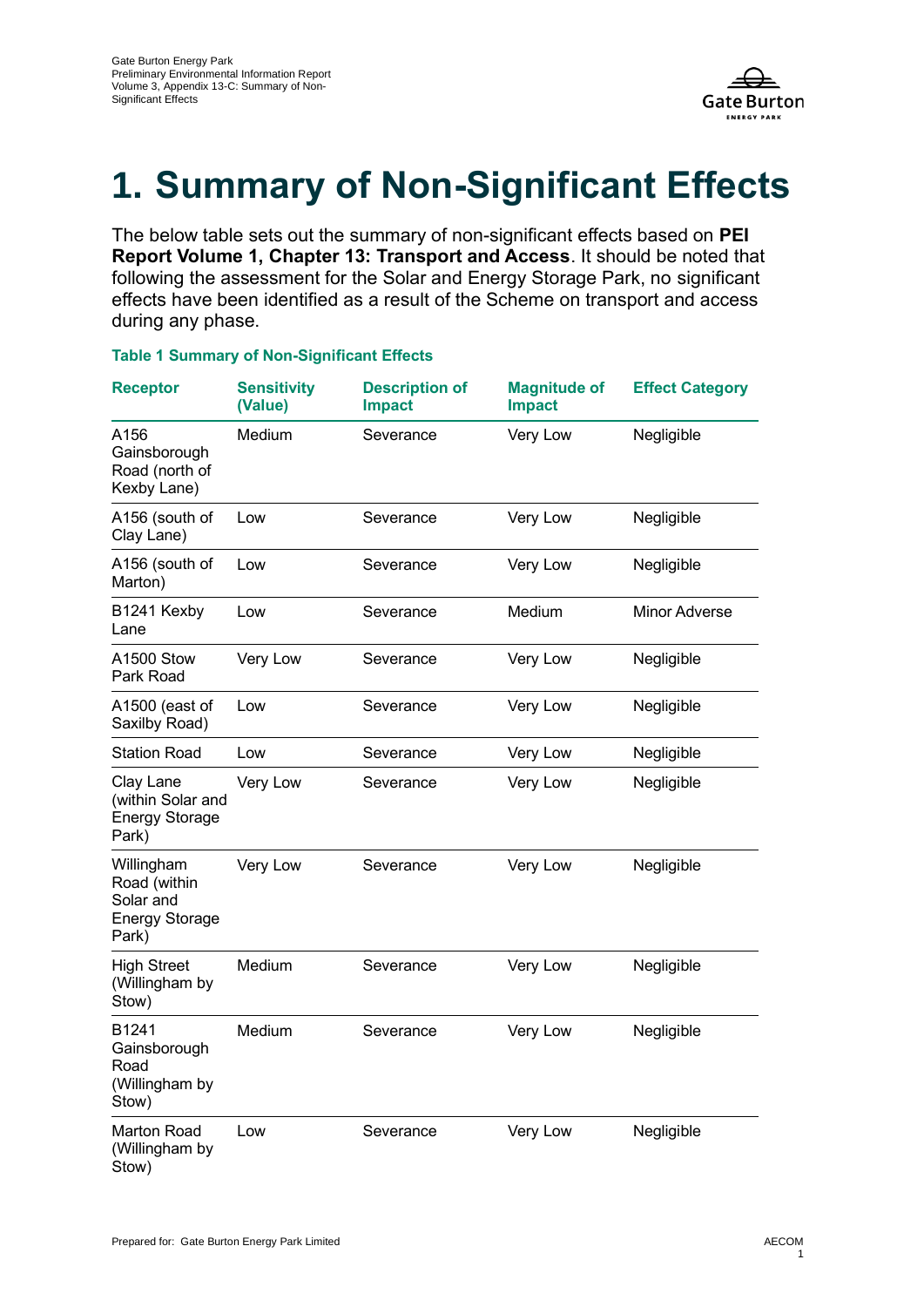# 1. Summary of Non-Significant Effects

The below table sets out the summary of non-significant effects based on **PEI Report Volume 1, Chapter 13: Transport and Access**. It should be noted that following the assessment for the Solar and Energy Storage Park, no significant effects have been identified as a result of the Scheme on transport and access during any phase.

**Table 1 Summary of Non-Significant Effects**

| Receptor | Sensitivity (Value) | Description of Impact | Magnitude of Impact | Effect Category |
|---|---|---|---|---|
| A156 Gainsborough Road (north of Kexby Lane) | Medium | Severance | Very Low | Negligible |
| A156 (south of Clay Lane) | Low | Severance | Very Low | Negligible |
| A156 (south of Marton) | Low | Severance | Very Low | Negligible |
| B1241 Kexby Lane | Low | Severance | Medium | Minor Adverse |
| A1500 Stow Park Road | Very Low | Severance | Very Low | Negligible |
| A1500 (east of Saxilby Road) | Low | Severance | Very Low | Negligible |
| Station Road | Low | Severance | Very Low | Negligible |
| Clay Lane (within Solar and Energy Storage Park) | Very Low | Severance | Very Low | Negligible |
| Willingham Road (within Solar and Energy Storage Park) | Very Low | Severance | Very Low | Negligible |
| High Street (Willingham by Stow) | Medium | Severance | Very Low | Negligible |
| B1241 Gainsborough Road (Willingham by Stow) | Medium | Severance | Very Low | Negligible |
| Marton Road (Willingham by Stow) | Low | Severance | Very Low | Negligible |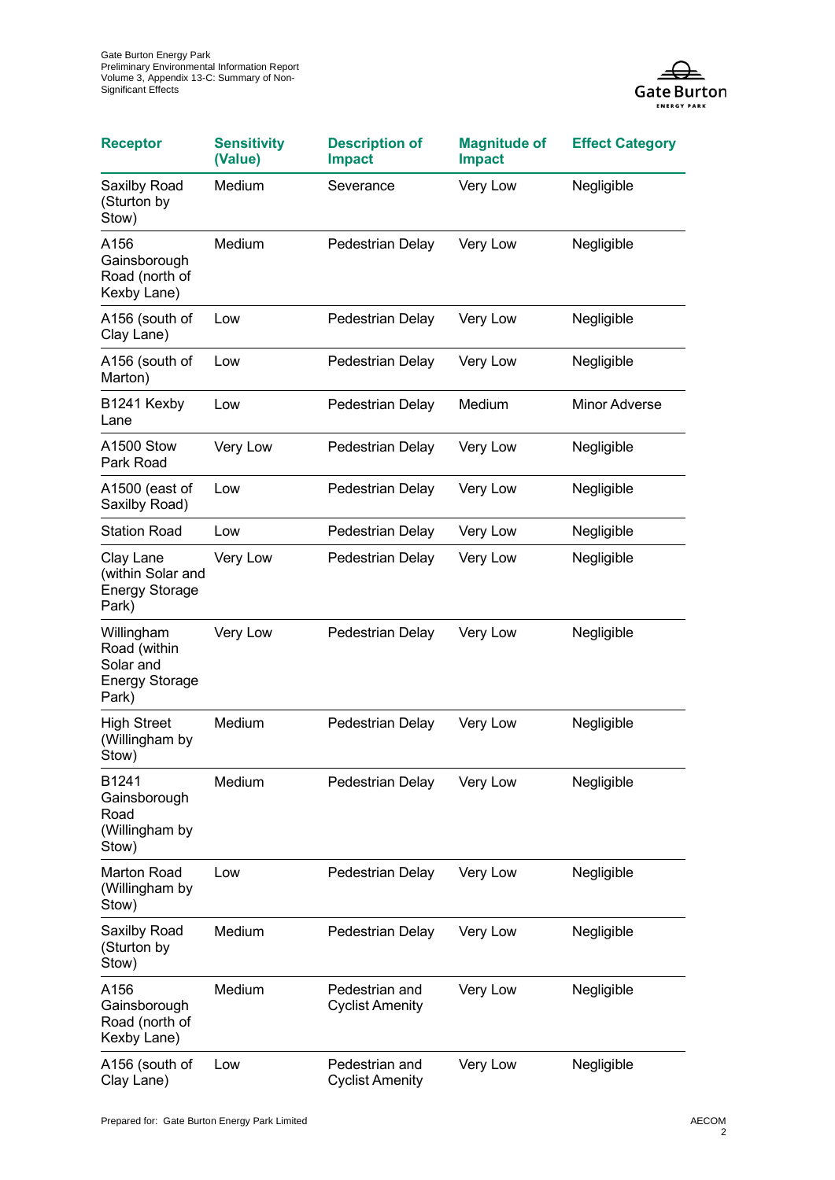| Receptor | Sensitivity (Value) | Description of Impact | Magnitude of Impact | Effect Category |
|---|---|---|---|---|
| Saxilby Road (Sturton by Stow) | Medium | Severance | Very Low | Negligible |
| A156 Gainsborough Road (north of Kexby Lane) | Medium | Pedestrian Delay | Very Low | Negligible |
| A156 (south of Clay Lane) | Low | Pedestrian Delay | Very Low | Negligible |
| A156 (south of Marton) | Low | Pedestrian Delay | Very Low | Negligible |
| B1241 Kexby Lane | Low | Pedestrian Delay | Medium | Minor Adverse |
| A1500 Stow Park Road | Very Low | Pedestrian Delay | Very Low | Negligible |
| A1500 (east of Saxilby Road) | Low | Pedestrian Delay | Very Low | Negligible |
| Station Road | Low | Pedestrian Delay | Very Low | Negligible |
| Clay Lane (within Solar and Energy Storage Park) | Very Low | Pedestrian Delay | Very Low | Negligible |
| Willingham Road (within Solar and Energy Storage Park) | Very Low | Pedestrian Delay | Very Low | Negligible |
| High Street (Willingham by Stow) | Medium | Pedestrian Delay | Very Low | Negligible |
| B1241 Gainsborough Road (Willingham by Stow) | Medium | Pedestrian Delay | Very Low | Negligible |
| Marton Road (Willingham by Stow) | Low | Pedestrian Delay | Very Low | Negligible |
| Saxilby Road (Sturton by Stow) | Medium | Pedestrian Delay | Very Low | Negligible |
| A156 Gainsborough Road (north of Kexby Lane) | Medium | Pedestrian and Cyclist Amenity | Very Low | Negligible |
| A156 (south of Clay Lane) | Low | Pedestrian and Cyclist Amenity | Very Low | Negligible |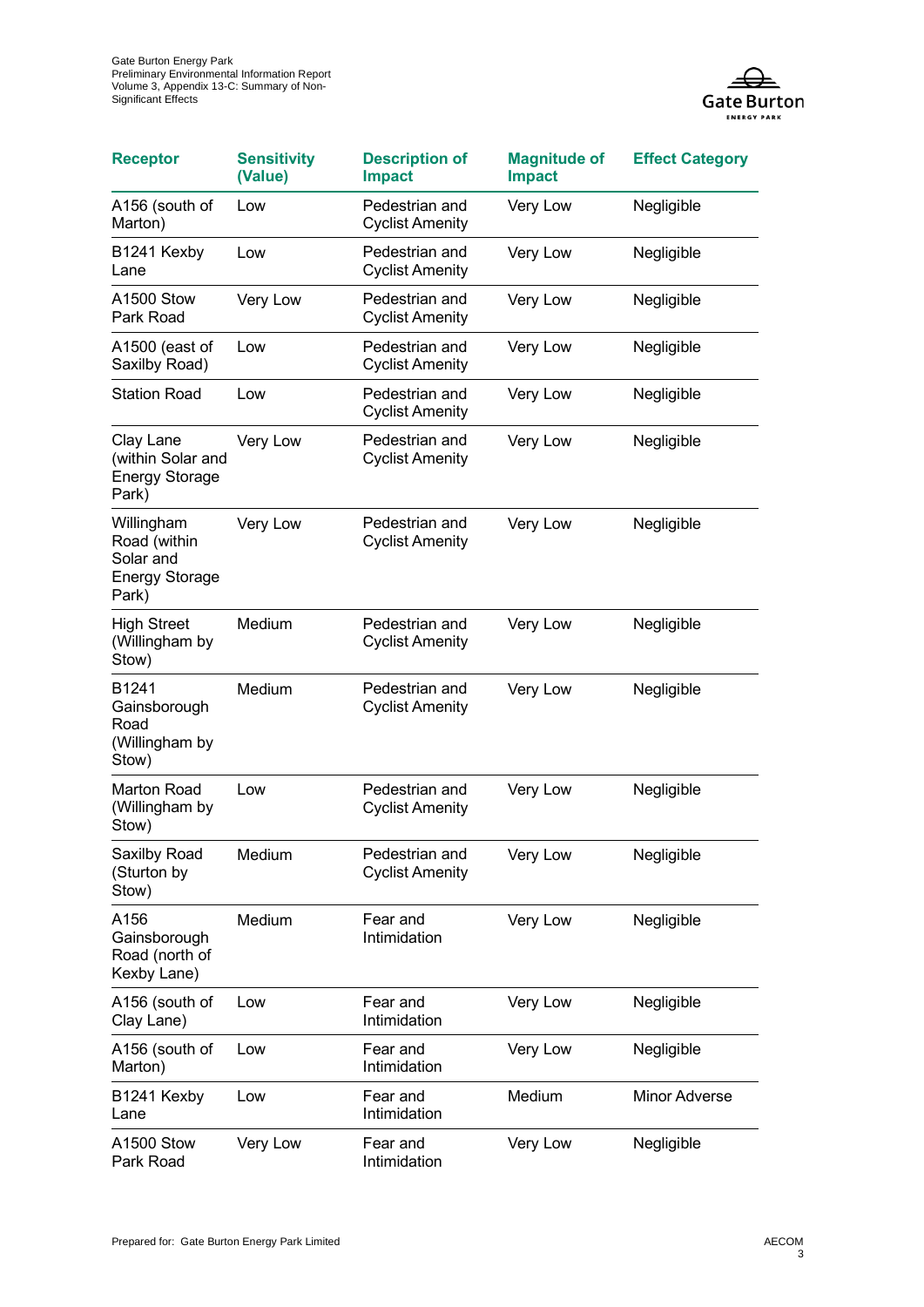| Receptor | Sensitivity (Value) | Description of Impact | Magnitude of Impact | Effect Category |
|---|---|---|---|---|
| A156 (south of Marton) | Low | Pedestrian and Cyclist Amenity | Very Low | Negligible |
| B1241 Kexby Lane | Low | Pedestrian and Cyclist Amenity | Very Low | Negligible |
| A1500 Stow Park Road | Very Low | Pedestrian and Cyclist Amenity | Very Low | Negligible |
| A1500 (east of Saxilby Road) | Low | Pedestrian and Cyclist Amenity | Very Low | Negligible |
| Station Road | Low | Pedestrian and Cyclist Amenity | Very Low | Negligible |
| Clay Lane (within Solar and Energy Storage Park) | Very Low | Pedestrian and Cyclist Amenity | Very Low | Negligible |
| Willingham Road (within Solar and Energy Storage Park) | Very Low | Pedestrian and Cyclist Amenity | Very Low | Negligible |
| High Street (Willingham by Stow) | Medium | Pedestrian and Cyclist Amenity | Very Low | Negligible |
| B1241 Gainsborough Road (Willingham by Stow) | Medium | Pedestrian and Cyclist Amenity | Very Low | Negligible |
| Marton Road (Willingham by Stow) | Low | Pedestrian and Cyclist Amenity | Very Low | Negligible |
| Saxilby Road (Sturton by Stow) | Medium | Pedestrian and Cyclist Amenity | Very Low | Negligible |
| A156 Gainsborough Road (north of Kexby Lane) | Medium | Fear and Intimidation | Very Low | Negligible |
| A156 (south of Clay Lane) | Low | Fear and Intimidation | Very Low | Negligible |
| A156 (south of Marton) | Low | Fear and Intimidation | Very Low | Negligible |
| B1241 Kexby Lane | Low | Fear and Intimidation | Medium | Minor Adverse |
| A1500 Stow Park Road | Very Low | Fear and Intimidation | Very Low | Negligible |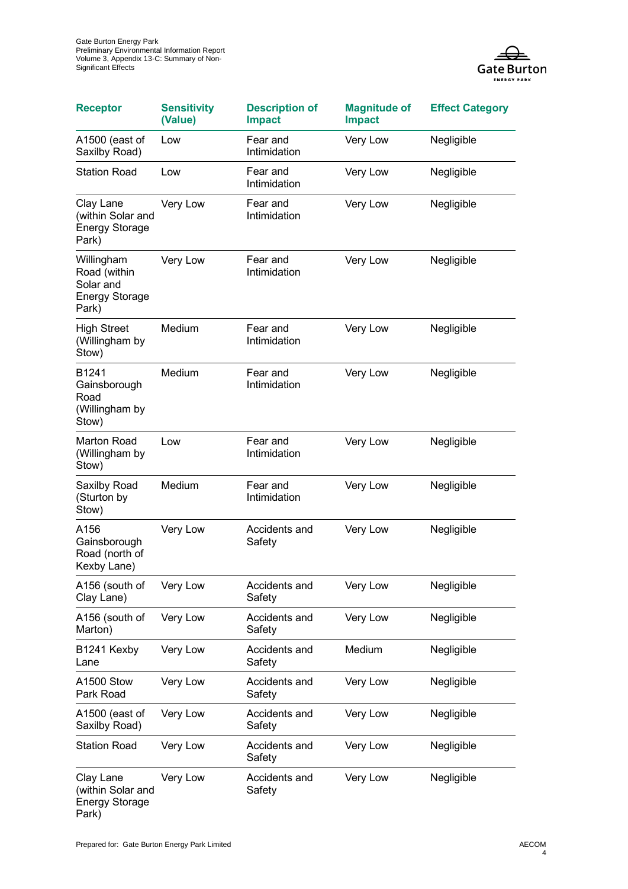| Receptor | Sensitivity (Value) | Description of Impact | Magnitude of Impact | Effect Category |
|---|---|---|---|---|
| A1500 (east of Saxilby Road) | Low | Fear and Intimidation | Very Low | Negligible |
| Station Road | Low | Fear and Intimidation | Very Low | Negligible |
| Clay Lane (within Solar and Energy Storage Park) | Very Low | Fear and Intimidation | Very Low | Negligible |
| Willingham Road (within Solar and Energy Storage Park) | Very Low | Fear and Intimidation | Very Low | Negligible |
| High Street (Willingham by Stow) | Medium | Fear and Intimidation | Very Low | Negligible |
| B1241 Gainsborough Road (Willingham by Stow) | Medium | Fear and Intimidation | Very Low | Negligible |
| Marton Road (Willingham by Stow) | Low | Fear and Intimidation | Very Low | Negligible |
| Saxilby Road (Sturton by Stow) | Medium | Fear and Intimidation | Very Low | Negligible |
| A156 Gainsborough Road (north of Kexby Lane) | Very Low | Accidents and Safety | Very Low | Negligible |
| A156 (south of Clay Lane) | Very Low | Accidents and Safety | Very Low | Negligible |
| A156 (south of Marton) | Very Low | Accidents and Safety | Very Low | Negligible |
| B1241 Kexby Lane | Very Low | Accidents and Safety | Medium | Negligible |
| A1500 Stow Park Road | Very Low | Accidents and Safety | Very Low | Negligible |
| A1500 (east of Saxilby Road) | Very Low | Accidents and Safety | Very Low | Negligible |
| Station Road | Very Low | Accidents and Safety | Very Low | Negligible |
| Clay Lane (within Solar and Energy Storage Park) | Very Low | Accidents and Safety | Very Low | Negligible |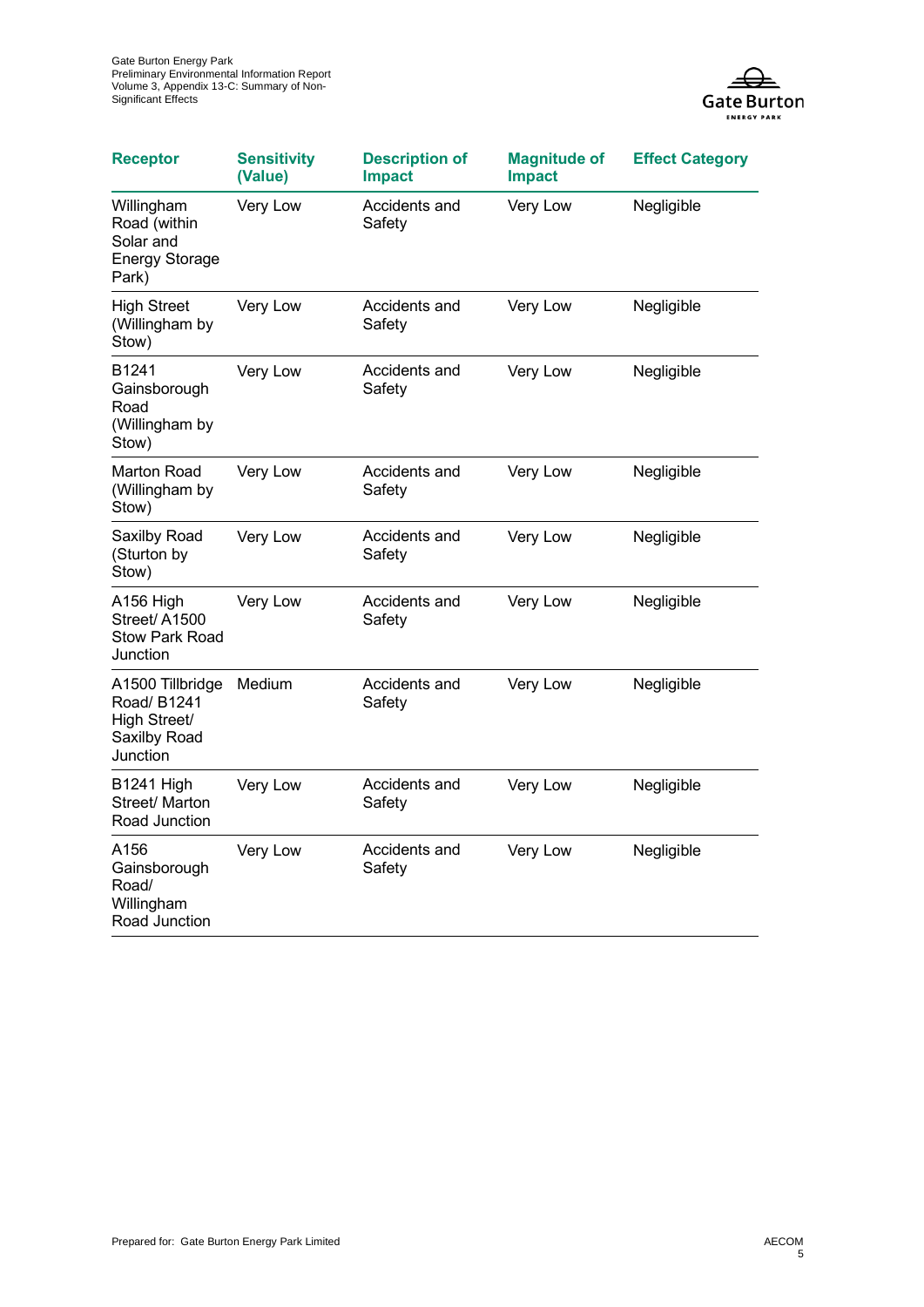| Receptor | Sensitivity (Value) | Description of Impact | Magnitude of Impact | Effect Category |
|---|---|---|---|---|
| Willingham Road (within Solar and Energy Storage Park) | Very Low | Accidents and Safety | Very Low | Negligible |
| High Street (Willingham by Stow) | Very Low | Accidents and Safety | Very Low | Negligible |
| B1241 Gainsborough Road (Willingham by Stow) | Very Low | Accidents and Safety | Very Low | Negligible |
| Marton Road (Willingham by Stow) | Very Low | Accidents and Safety | Very Low | Negligible |
| Saxilby Road (Sturton by Stow) | Very Low | Accidents and Safety | Very Low | Negligible |
| A156 High Street/ A1500 Stow Park Road Junction | Very Low | Accidents and Safety | Very Low | Negligible |
| A1500 Tillbridge Road/ B1241 High Street/ Saxilby Road Junction | Medium | Accidents and Safety | Very Low | Negligible |
| B1241 High Street/ Marton Road Junction | Very Low | Accidents and Safety | Very Low | Negligible |
| A156 Gainsborough Road/ Willingham Road Junction | Very Low | Accidents and Safety | Very Low | Negligible |